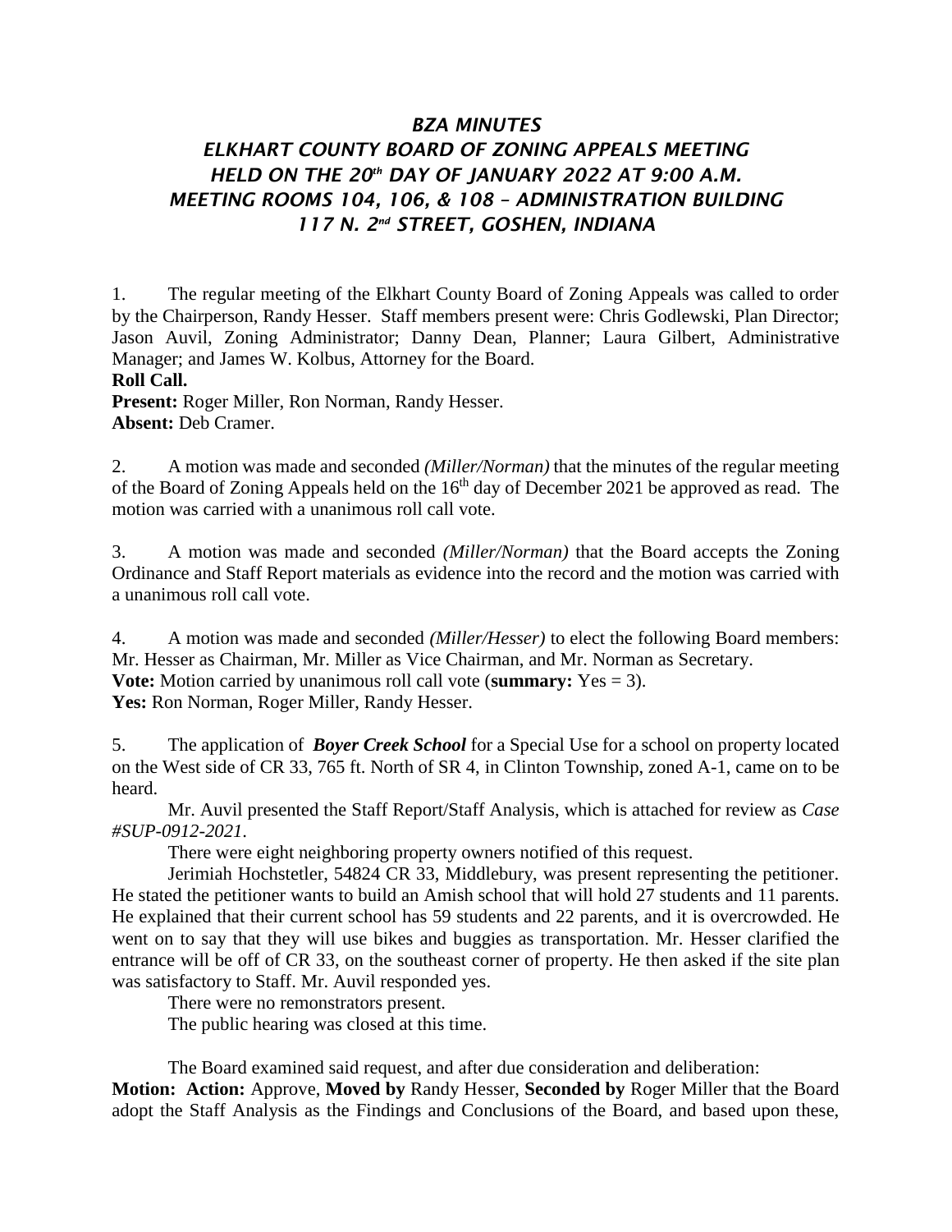# *BZA MINUTES*
# *ELKHART COUNTY BOARD OF ZONING APPEALS MEETING*
# *HELD ON THE 20th DAY OF JANUARY 2022 AT 9:00 A.M.*
# *MEETING ROOMS 104, 106, & 108 – ADMINISTRATION BUILDING*
# *117 N. 2nd STREET, GOSHEN, INDIANA*

1. The regular meeting of the Elkhart County Board of Zoning Appeals was called to order by the Chairperson, Randy Hesser. Staff members present were: Chris Godlewski, Plan Director; Jason Auvil, Zoning Administrator; Danny Dean, Planner; Laura Gilbert, Administrative Manager; and James W. Kolbus, Attorney for the Board.

**Roll Call.**

**Present:** Roger Miller, Ron Norman, Randy Hesser.

**Absent:** Deb Cramer.

2. A motion was made and seconded *(Miller/Norman)* that the minutes of the regular meeting of the Board of Zoning Appeals held on the 16th day of December 2021 be approved as read. The motion was carried with a unanimous roll call vote.

3. A motion was made and seconded *(Miller/Norman)* that the Board accepts the Zoning Ordinance and Staff Report materials as evidence into the record and the motion was carried with a unanimous roll call vote.

4. A motion was made and seconded *(Miller/Hesser)* to elect the following Board members: Mr. Hesser as Chairman, Mr. Miller as Vice Chairman, and Mr. Norman as Secretary.

**Vote:** Motion carried by unanimous roll call vote (**summary:** Yes = 3).

**Yes:** Ron Norman, Roger Miller, Randy Hesser.

5. The application of ***Boyer Creek School*** for a Special Use for a school on property located on the West side of CR 33, 765 ft. North of SR 4, in Clinton Township, zoned A-1, came on to be heard.

Mr. Auvil presented the Staff Report/Staff Analysis, which is attached for review as *Case #SUP-0912-2021*.

There were eight neighboring property owners notified of this request.

Jerimiah Hochstetler, 54824 CR 33, Middlebury, was present representing the petitioner. He stated the petitioner wants to build an Amish school that will hold 27 students and 11 parents. He explained that their current school has 59 students and 22 parents, and it is overcrowded. He went on to say that they will use bikes and buggies as transportation. Mr. Hesser clarified the entrance will be off of CR 33, on the southeast corner of property. He then asked if the site plan was satisfactory to Staff. Mr. Auvil responded yes.

There were no remonstrators present.

The public hearing was closed at this time.

The Board examined said request, and after due consideration and deliberation:

**Motion: Action:** Approve, **Moved by** Randy Hesser, **Seconded by** Roger Miller that the Board adopt the Staff Analysis as the Findings and Conclusions of the Board, and based upon these,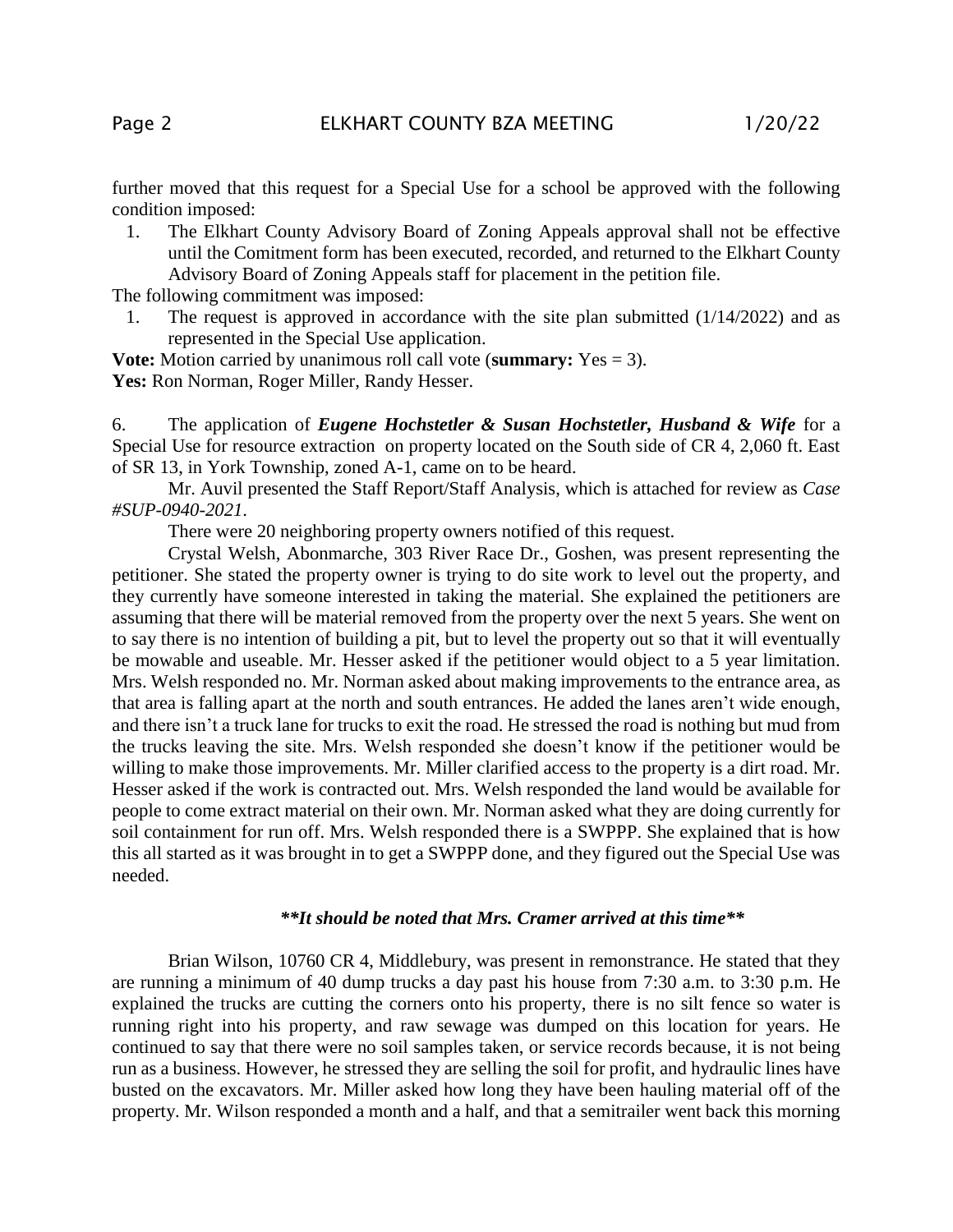further moved that this request for a Special Use for a school be approved with the following condition imposed:

1. The Elkhart County Advisory Board of Zoning Appeals approval shall not be effective until the Comitment form has been executed, recorded, and returned to the Elkhart County Advisory Board of Zoning Appeals staff for placement in the petition file.

The following commitment was imposed:

1. The request is approved in accordance with the site plan submitted (1/14/2022) and as represented in the Special Use application.

**Vote:** Motion carried by unanimous roll call vote (**summary:** Yes = 3).
**Yes:** Ron Norman, Roger Miller, Randy Hesser.

6. The application of ***Eugene Hochstetler & Susan Hochstetler, Husband & Wife*** for a Special Use for resource extraction on property located on the South side of CR 4, 2,060 ft. East of SR 13, in York Township, zoned A-1, came on to be heard.

Mr. Auvil presented the Staff Report/Staff Analysis, which is attached for review as *Case #SUP-0940-2021*.

There were 20 neighboring property owners notified of this request.

Crystal Welsh, Abonmarche, 303 River Race Dr., Goshen, was present representing the petitioner. She stated the property owner is trying to do site work to level out the property, and they currently have someone interested in taking the material. She explained the petitioners are assuming that there will be material removed from the property over the next 5 years. She went on to say there is no intention of building a pit, but to level the property out so that it will eventually be mowable and useable. Mr. Hesser asked if the petitioner would object to a 5 year limitation. Mrs. Welsh responded no. Mr. Norman asked about making improvements to the entrance area, as that area is falling apart at the north and south entrances. He added the lanes aren't wide enough, and there isn't a truck lane for trucks to exit the road. He stressed the road is nothing but mud from the trucks leaving the site. Mrs. Welsh responded she doesn't know if the petitioner would be willing to make those improvements. Mr. Miller clarified access to the property is a dirt road. Mr. Hesser asked if the work is contracted out. Mrs. Welsh responded the land would be available for people to come extract material on their own. Mr. Norman asked what they are doing currently for soil containment for run off. Mrs. Welsh responded there is a SWPPP. She explained that is how this all started as it was brought in to get a SWPPP done, and they figured out the Special Use was needed.

***\*\*It should be noted that Mrs. Cramer arrived at this time\*\****

Brian Wilson, 10760 CR 4, Middlebury, was present in remonstrance. He stated that they are running a minimum of 40 dump trucks a day past his house from 7:30 a.m. to 3:30 p.m. He explained the trucks are cutting the corners onto his property, there is no silt fence so water is running right into his property, and raw sewage was dumped on this location for years. He continued to say that there were no soil samples taken, or service records because, it is not being run as a business. However, he stressed they are selling the soil for profit, and hydraulic lines have busted on the excavators. Mr. Miller asked how long they have been hauling material off of the property. Mr. Wilson responded a month and a half, and that a semitrailer went back this morning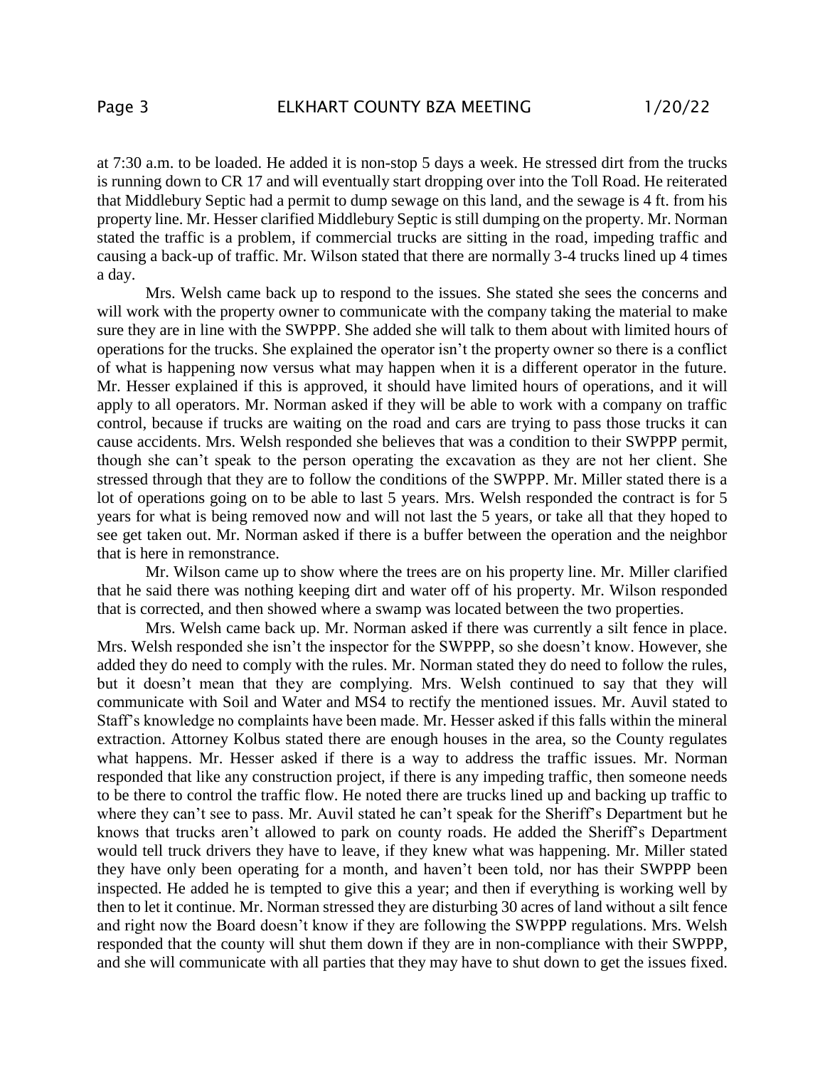at 7:30 a.m. to be loaded. He added it is non-stop 5 days a week. He stressed dirt from the trucks is running down to CR 17 and will eventually start dropping over into the Toll Road. He reiterated that Middlebury Septic had a permit to dump sewage on this land, and the sewage is 4 ft. from his property line. Mr. Hesser clarified Middlebury Septic is still dumping on the property. Mr. Norman stated the traffic is a problem, if commercial trucks are sitting in the road, impeding traffic and causing a back-up of traffic. Mr. Wilson stated that there are normally 3-4 trucks lined up 4 times a day.

Mrs. Welsh came back up to respond to the issues. She stated she sees the concerns and will work with the property owner to communicate with the company taking the material to make sure they are in line with the SWPPP. She added she will talk to them about with limited hours of operations for the trucks. She explained the operator isn't the property owner so there is a conflict of what is happening now versus what may happen when it is a different operator in the future. Mr. Hesser explained if this is approved, it should have limited hours of operations, and it will apply to all operators. Mr. Norman asked if they will be able to work with a company on traffic control, because if trucks are waiting on the road and cars are trying to pass those trucks it can cause accidents. Mrs. Welsh responded she believes that was a condition to their SWPPP permit, though she can't speak to the person operating the excavation as they are not her client. She stressed through that they are to follow the conditions of the SWPPP. Mr. Miller stated there is a lot of operations going on to be able to last 5 years. Mrs. Welsh responded the contract is for 5 years for what is being removed now and will not last the 5 years, or take all that they hoped to see get taken out. Mr. Norman asked if there is a buffer between the operation and the neighbor that is here in remonstrance.

Mr. Wilson came up to show where the trees are on his property line. Mr. Miller clarified that he said there was nothing keeping dirt and water off of his property. Mr. Wilson responded that is corrected, and then showed where a swamp was located between the two properties.

Mrs. Welsh came back up. Mr. Norman asked if there was currently a silt fence in place. Mrs. Welsh responded she isn't the inspector for the SWPPP, so she doesn't know. However, she added they do need to comply with the rules. Mr. Norman stated they do need to follow the rules, but it doesn't mean that they are complying. Mrs. Welsh continued to say that they will communicate with Soil and Water and MS4 to rectify the mentioned issues. Mr. Auvil stated to Staff's knowledge no complaints have been made. Mr. Hesser asked if this falls within the mineral extraction. Attorney Kolbus stated there are enough houses in the area, so the County regulates what happens. Mr. Hesser asked if there is a way to address the traffic issues. Mr. Norman responded that like any construction project, if there is any impeding traffic, then someone needs to be there to control the traffic flow. He noted there are trucks lined up and backing up traffic to where they can't see to pass. Mr. Auvil stated he can't speak for the Sheriff's Department but he knows that trucks aren't allowed to park on county roads. He added the Sheriff's Department would tell truck drivers they have to leave, if they knew what was happening. Mr. Miller stated they have only been operating for a month, and haven't been told, nor has their SWPPP been inspected. He added he is tempted to give this a year; and then if everything is working well by then to let it continue. Mr. Norman stressed they are disturbing 30 acres of land without a silt fence and right now the Board doesn't know if they are following the SWPPP regulations. Mrs. Welsh responded that the county will shut them down if they are in non-compliance with their SWPPP, and she will communicate with all parties that they may have to shut down to get the issues fixed.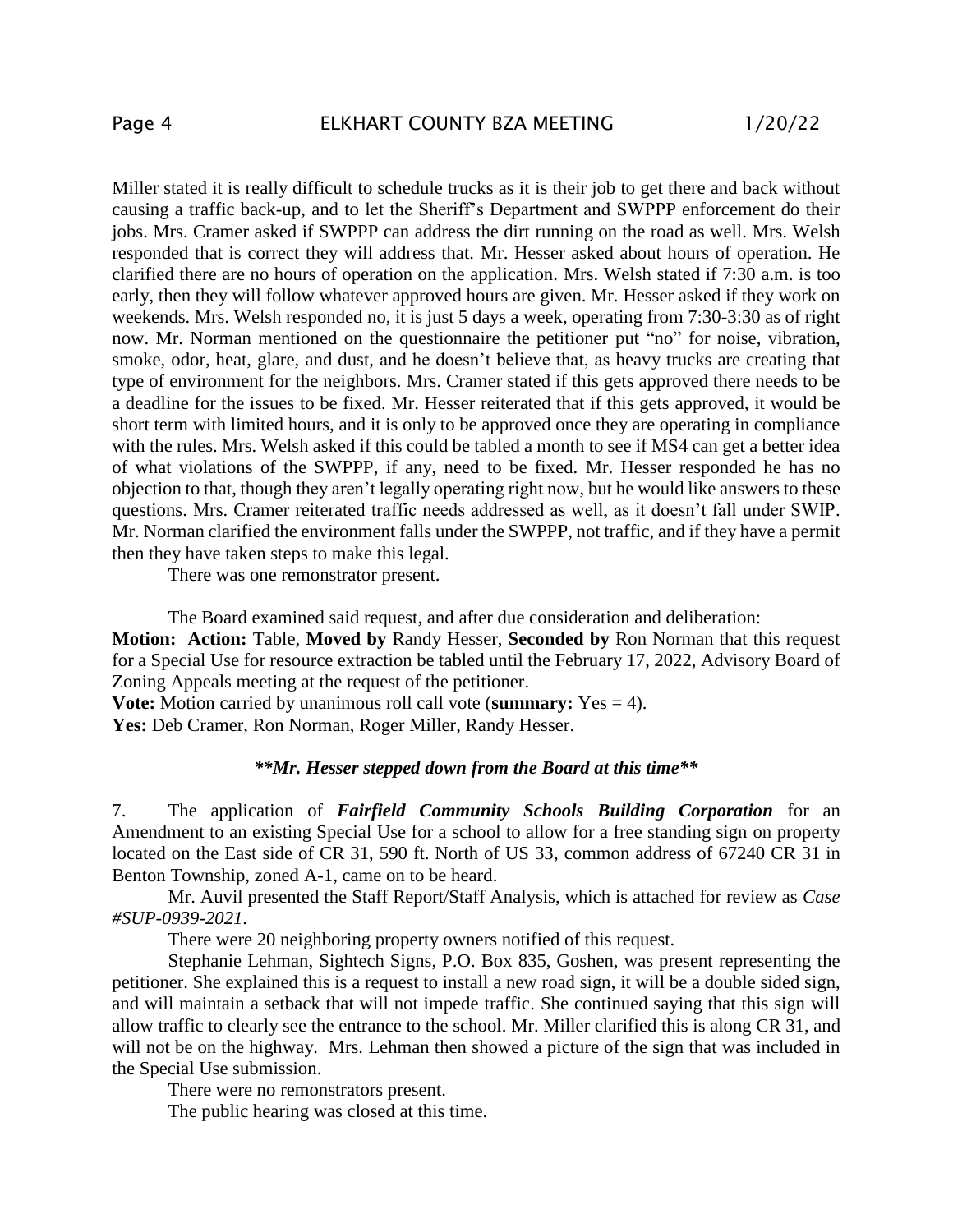Miller stated it is really difficult to schedule trucks as it is their job to get there and back without causing a traffic back-up, and to let the Sheriff's Department and SWPPP enforcement do their jobs. Mrs. Cramer asked if SWPPP can address the dirt running on the road as well. Mrs. Welsh responded that is correct they will address that. Mr. Hesser asked about hours of operation. He clarified there are no hours of operation on the application. Mrs. Welsh stated if 7:30 a.m. is too early, then they will follow whatever approved hours are given. Mr. Hesser asked if they work on weekends. Mrs. Welsh responded no, it is just 5 days a week, operating from 7:30-3:30 as of right now. Mr. Norman mentioned on the questionnaire the petitioner put "no" for noise, vibration, smoke, odor, heat, glare, and dust, and he doesn't believe that, as heavy trucks are creating that type of environment for the neighbors. Mrs. Cramer stated if this gets approved there needs to be a deadline for the issues to be fixed. Mr. Hesser reiterated that if this gets approved, it would be short term with limited hours, and it is only to be approved once they are operating in compliance with the rules. Mrs. Welsh asked if this could be tabled a month to see if MS4 can get a better idea of what violations of the SWPPP, if any, need to be fixed. Mr. Hesser responded he has no objection to that, though they aren't legally operating right now, but he would like answers to these questions. Mrs. Cramer reiterated traffic needs addressed as well, as it doesn't fall under SWIP. Mr. Norman clarified the environment falls under the SWPPP, not traffic, and if they have a permit then they have taken steps to make this legal.

There was one remonstrator present.

The Board examined said request, and after due consideration and deliberation:
**Motion: Action:** Table, **Moved by** Randy Hesser, **Seconded by** Ron Norman that this request for a Special Use for resource extraction be tabled until the February 17, 2022, Advisory Board of Zoning Appeals meeting at the request of the petitioner.
**Vote:** Motion carried by unanimous roll call vote (**summary:** Yes = 4).
**Yes:** Deb Cramer, Ron Norman, Roger Miller, Randy Hesser.

***\*\*Mr. Hesser stepped down from the Board at this time\*\****

7. The application of ***Fairfield Community Schools Building Corporation*** for an Amendment to an existing Special Use for a school to allow for a free standing sign on property located on the East side of CR 31, 590 ft. North of US 33, common address of 67240 CR 31 in Benton Township, zoned A-1, came on to be heard.

Mr. Auvil presented the Staff Report/Staff Analysis, which is attached for review as *Case #SUP-0939-2021*.

There were 20 neighboring property owners notified of this request.

Stephanie Lehman, Sightech Signs, P.O. Box 835, Goshen, was present representing the petitioner. She explained this is a request to install a new road sign, it will be a double sided sign, and will maintain a setback that will not impede traffic. She continued saying that this sign will allow traffic to clearly see the entrance to the school. Mr. Miller clarified this is along CR 31, and will not be on the highway. Mrs. Lehman then showed a picture of the sign that was included in the Special Use submission.

There were no remonstrators present.

The public hearing was closed at this time.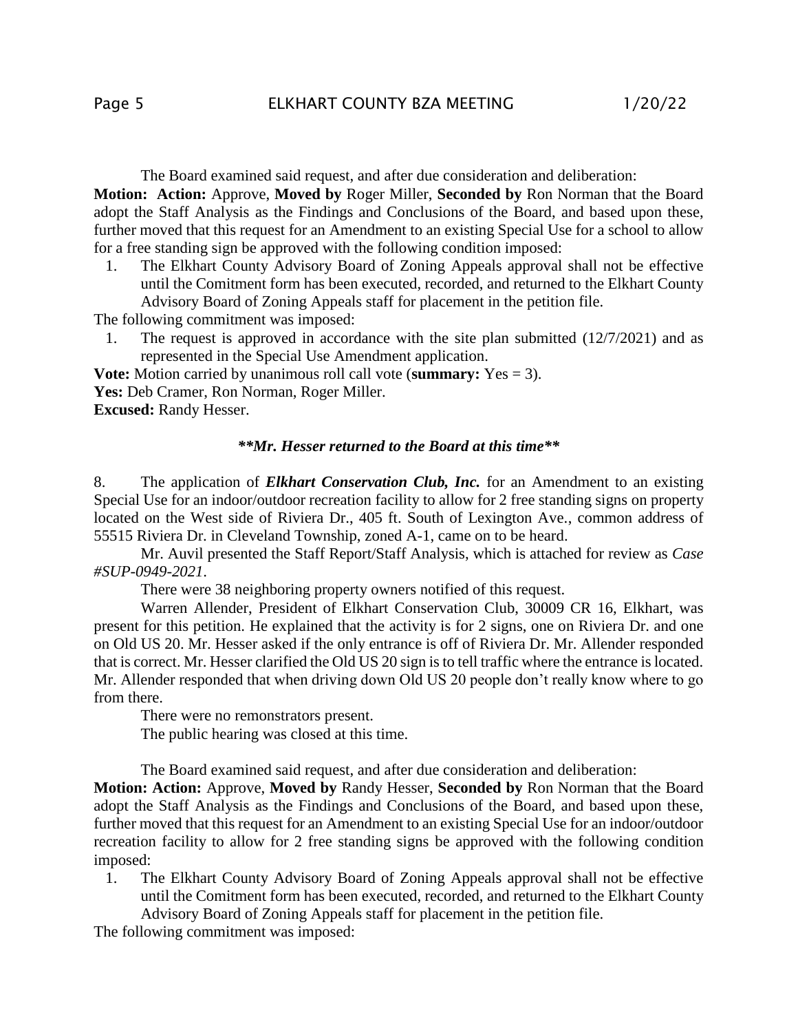The Board examined said request, and after due consideration and deliberation:

**Motion: Action:** Approve, **Moved by** Roger Miller, **Seconded by** Ron Norman that the Board adopt the Staff Analysis as the Findings and Conclusions of the Board, and based upon these, further moved that this request for an Amendment to an existing Special Use for a school to allow for a free standing sign be approved with the following condition imposed:

1. The Elkhart County Advisory Board of Zoning Appeals approval shall not be effective until the Comitment form has been executed, recorded, and returned to the Elkhart County Advisory Board of Zoning Appeals staff for placement in the petition file.

The following commitment was imposed:

1. The request is approved in accordance with the site plan submitted (12/7/2021) and as represented in the Special Use Amendment application.

**Vote:** Motion carried by unanimous roll call vote (**summary:** Yes = 3).
**Yes:** Deb Cramer, Ron Norman, Roger Miller.
**Excused:** Randy Hesser.

***\*\*Mr. Hesser returned to the Board at this time\*\****

8. The application of ***Elkhart Conservation Club, Inc.*** for an Amendment to an existing Special Use for an indoor/outdoor recreation facility to allow for 2 free standing signs on property located on the West side of Riviera Dr., 405 ft. South of Lexington Ave., common address of 55515 Riviera Dr. in Cleveland Township, zoned A-1, came on to be heard.

Mr. Auvil presented the Staff Report/Staff Analysis, which is attached for review as *Case #SUP-0949-2021*.

There were 38 neighboring property owners notified of this request.

Warren Allender, President of Elkhart Conservation Club, 30009 CR 16, Elkhart, was present for this petition. He explained that the activity is for 2 signs, one on Riviera Dr. and one on Old US 20. Mr. Hesser asked if the only entrance is off of Riviera Dr. Mr. Allender responded that is correct. Mr. Hesser clarified the Old US 20 sign is to tell traffic where the entrance is located. Mr. Allender responded that when driving down Old US 20 people don't really know where to go from there.

There were no remonstrators present.

The public hearing was closed at this time.

The Board examined said request, and after due consideration and deliberation:

**Motion: Action:** Approve, **Moved by** Randy Hesser, **Seconded by** Ron Norman that the Board adopt the Staff Analysis as the Findings and Conclusions of the Board, and based upon these, further moved that this request for an Amendment to an existing Special Use for an indoor/outdoor recreation facility to allow for 2 free standing signs be approved with the following condition imposed:

1. The Elkhart County Advisory Board of Zoning Appeals approval shall not be effective until the Comitment form has been executed, recorded, and returned to the Elkhart County Advisory Board of Zoning Appeals staff for placement in the petition file.

The following commitment was imposed: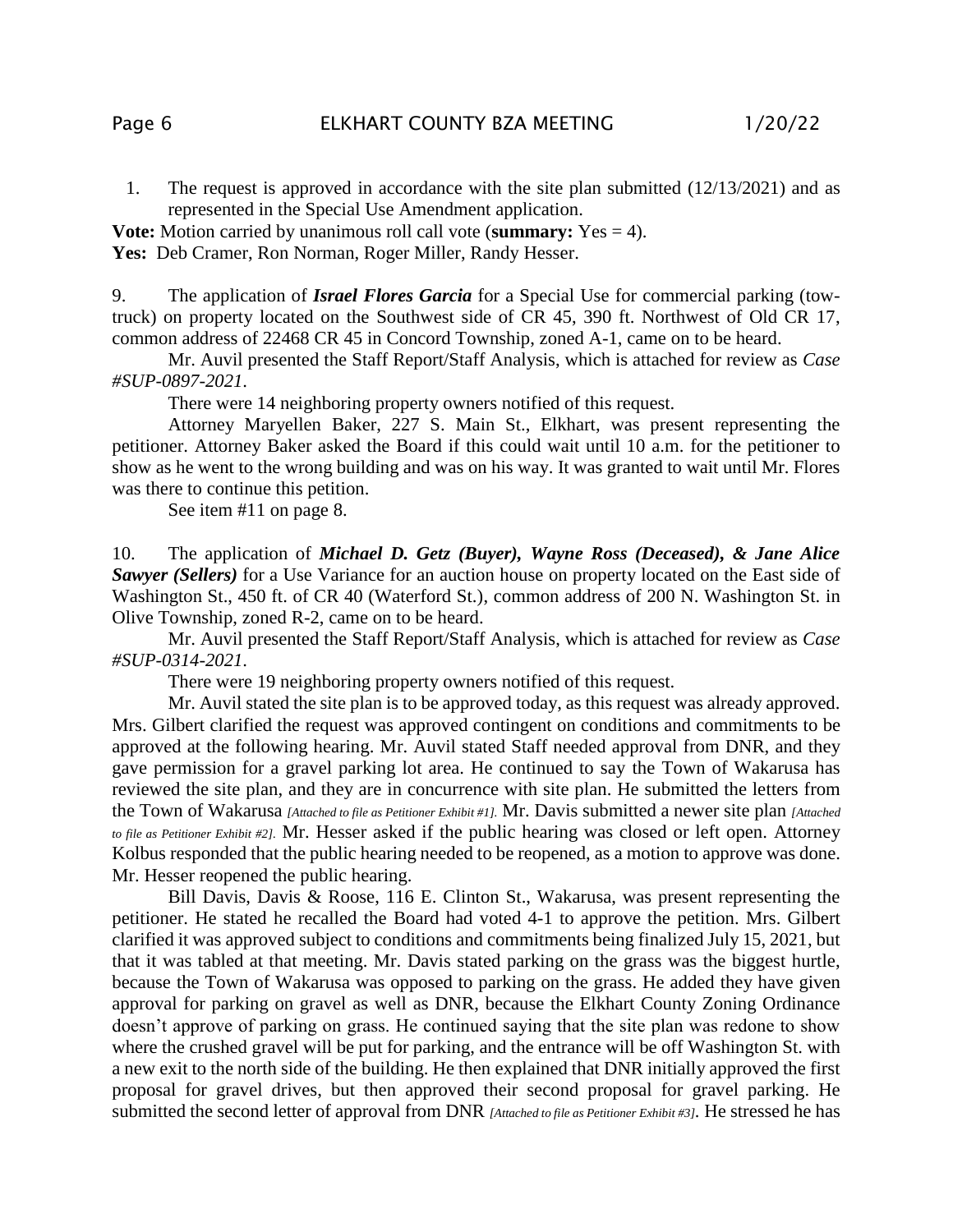1. The request is approved in accordance with the site plan submitted (12/13/2021) and as represented in the Special Use Amendment application.

**Vote:** Motion carried by unanimous roll call vote (**summary:** Yes = 4).
**Yes:** Deb Cramer, Ron Norman, Roger Miller, Randy Hesser.

9. The application of ***Israel Flores Garcia*** for a Special Use for commercial parking (tow-truck) on property located on the Southwest side of CR 45, 390 ft. Northwest of Old CR 17, common address of 22468 CR 45 in Concord Township, zoned A-1, came on to be heard.

Mr. Auvil presented the Staff Report/Staff Analysis, which is attached for review as *Case #SUP-0897-2021*.

There were 14 neighboring property owners notified of this request.

Attorney Maryellen Baker, 227 S. Main St., Elkhart, was present representing the petitioner. Attorney Baker asked the Board if this could wait until 10 a.m. for the petitioner to show as he went to the wrong building and was on his way. It was granted to wait until Mr. Flores was there to continue this petition.

See item #11 on page 8.

10. The application of ***Michael D. Getz (Buyer), Wayne Ross (Deceased), & Jane Alice Sawyer (Sellers)*** for a Use Variance for an auction house on property located on the East side of Washington St., 450 ft. of CR 40 (Waterford St.), common address of 200 N. Washington St. in Olive Township, zoned R-2, came on to be heard.

Mr. Auvil presented the Staff Report/Staff Analysis, which is attached for review as *Case #SUP-0314-2021*.

There were 19 neighboring property owners notified of this request.

Mr. Auvil stated the site plan is to be approved today, as this request was already approved. Mrs. Gilbert clarified the request was approved contingent on conditions and commitments to be approved at the following hearing. Mr. Auvil stated Staff needed approval from DNR, and they gave permission for a gravel parking lot area. He continued to say the Town of Wakarusa has reviewed the site plan, and they are in concurrence with site plan. He submitted the letters from the Town of Wakarusa *[Attached to file as Petitioner Exhibit #1].* Mr. Davis submitted a newer site plan *[Attached to file as Petitioner Exhibit #2].* Mr. Hesser asked if the public hearing was closed or left open. Attorney Kolbus responded that the public hearing needed to be reopened, as a motion to approve was done. Mr. Hesser reopened the public hearing.

Bill Davis, Davis & Roose, 116 E. Clinton St., Wakarusa, was present representing the petitioner. He stated he recalled the Board had voted 4-1 to approve the petition. Mrs. Gilbert clarified it was approved subject to conditions and commitments being finalized July 15, 2021, but that it was tabled at that meeting. Mr. Davis stated parking on the grass was the biggest hurtle, because the Town of Wakarusa was opposed to parking on the grass. He added they have given approval for parking on gravel as well as DNR, because the Elkhart County Zoning Ordinance doesn't approve of parking on grass. He continued saying that the site plan was redone to show where the crushed gravel will be put for parking, and the entrance will be off Washington St. with a new exit to the north side of the building. He then explained that DNR initially approved the first proposal for gravel drives, but then approved their second proposal for gravel parking. He submitted the second letter of approval from DNR *[Attached to file as Petitioner Exhibit #3]*. He stressed he has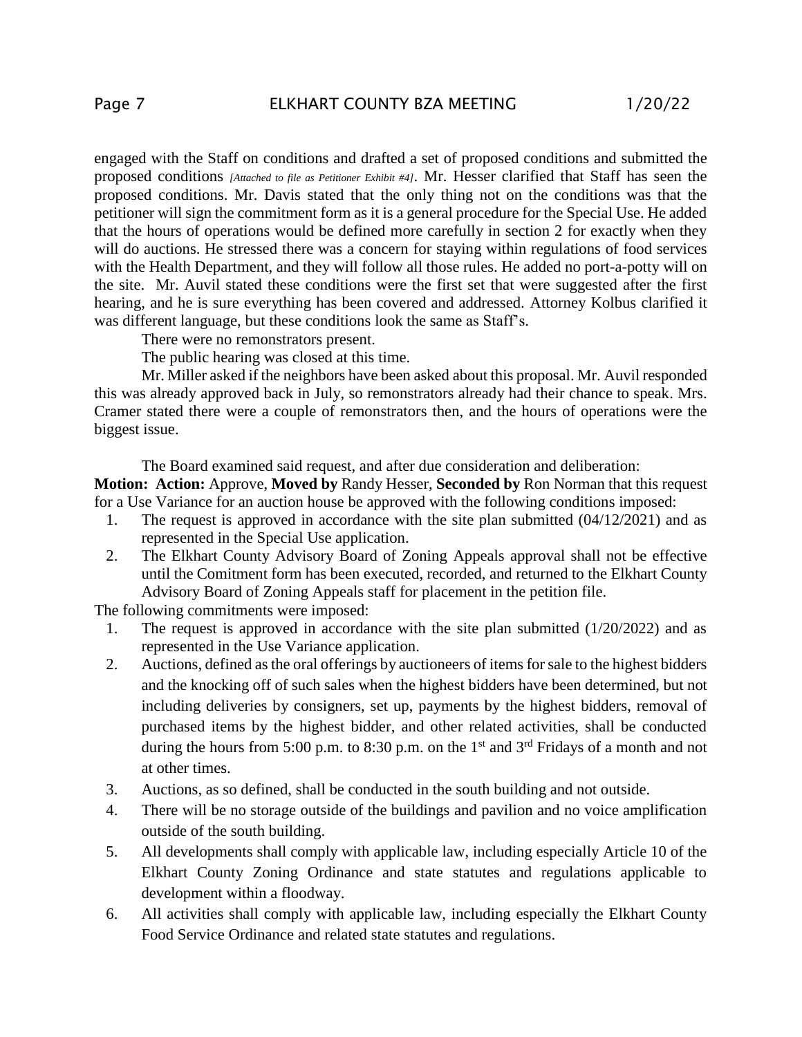engaged with the Staff on conditions and drafted a set of proposed conditions and submitted the proposed conditions *[Attached to file as Petitioner Exhibit #4]*. Mr. Hesser clarified that Staff has seen the proposed conditions. Mr. Davis stated that the only thing not on the conditions was that the petitioner will sign the commitment form as it is a general procedure for the Special Use. He added that the hours of operations would be defined more carefully in section 2 for exactly when they will do auctions. He stressed there was a concern for staying within regulations of food services with the Health Department, and they will follow all those rules. He added no port-a-potty will on the site. Mr. Auvil stated these conditions were the first set that were suggested after the first hearing, and he is sure everything has been covered and addressed. Attorney Kolbus clarified it was different language, but these conditions look the same as Staff's.

There were no remonstrators present.

The public hearing was closed at this time.

Mr. Miller asked if the neighbors have been asked about this proposal. Mr. Auvil responded this was already approved back in July, so remonstrators already had their chance to speak. Mrs. Cramer stated there were a couple of remonstrators then, and the hours of operations were the biggest issue.

The Board examined said request, and after due consideration and deliberation:

**Motion: Action:** Approve, **Moved by** Randy Hesser, **Seconded by** Ron Norman that this request for a Use Variance for an auction house be approved with the following conditions imposed:

1. The request is approved in accordance with the site plan submitted (04/12/2021) and as represented in the Special Use application.
2. The Elkhart County Advisory Board of Zoning Appeals approval shall not be effective until the Comitment form has been executed, recorded, and returned to the Elkhart County Advisory Board of Zoning Appeals staff for placement in the petition file.

The following commitments were imposed:

1. The request is approved in accordance with the site plan submitted (1/20/2022) and as represented in the Use Variance application.
2. Auctions, defined as the oral offerings by auctioneers of items for sale to the highest bidders and the knocking off of such sales when the highest bidders have been determined, but not including deliveries by consigners, set up, payments by the highest bidders, removal of purchased items by the highest bidder, and other related activities, shall be conducted during the hours from 5:00 p.m. to 8:30 p.m. on the 1st and 3rd Fridays of a month and not at other times.
3. Auctions, as so defined, shall be conducted in the south building and not outside.
4. There will be no storage outside of the buildings and pavilion and no voice amplification outside of the south building.
5. All developments shall comply with applicable law, including especially Article 10 of the Elkhart County Zoning Ordinance and state statutes and regulations applicable to development within a floodway.
6. All activities shall comply with applicable law, including especially the Elkhart County Food Service Ordinance and related state statutes and regulations.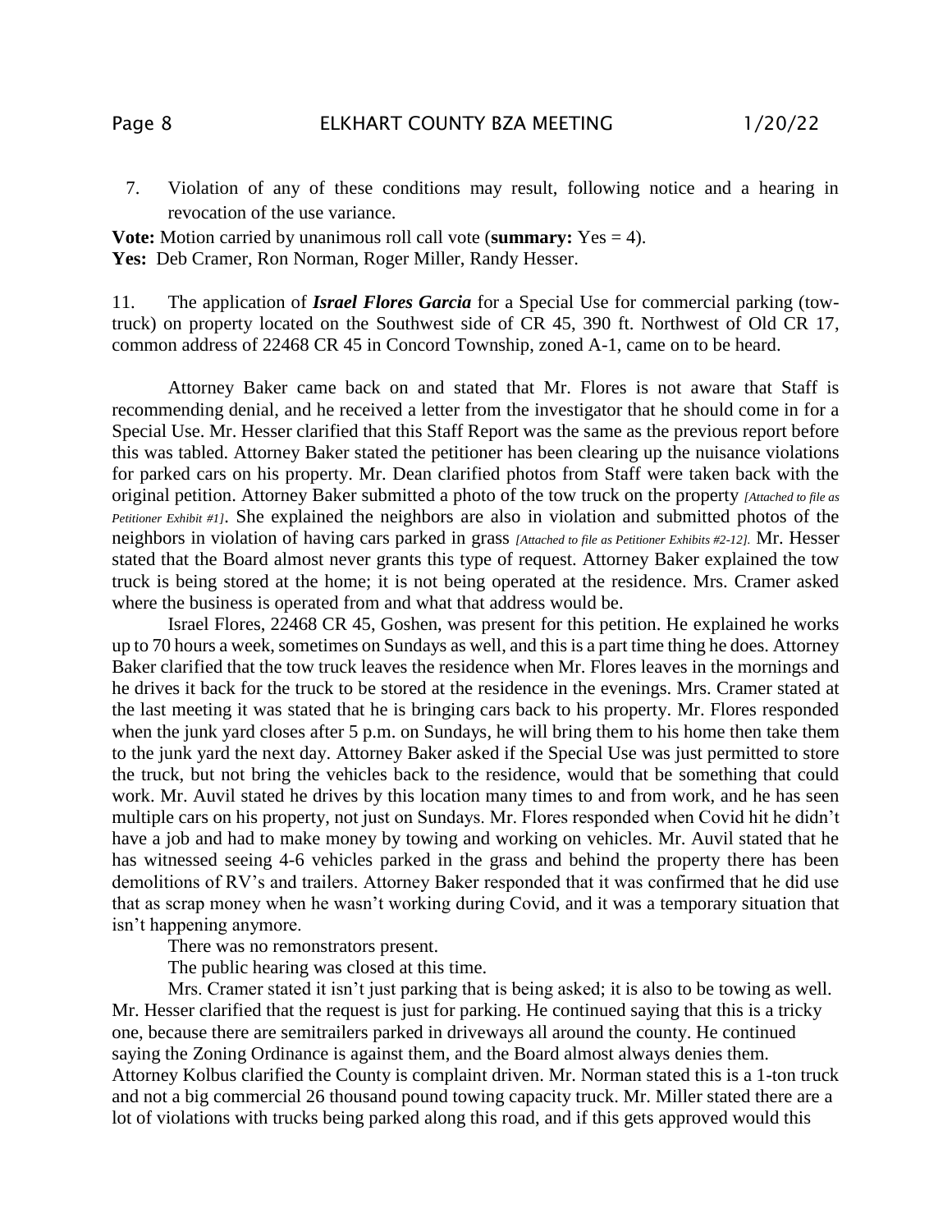7. Violation of any of these conditions may result, following notice and a hearing in revocation of the use variance.

**Vote:** Motion carried by unanimous roll call vote (**summary:** Yes = 4).
**Yes:** Deb Cramer, Ron Norman, Roger Miller, Randy Hesser.

11. The application of ***Israel Flores Garcia*** for a Special Use for commercial parking (tow-truck) on property located on the Southwest side of CR 45, 390 ft. Northwest of Old CR 17, common address of 22468 CR 45 in Concord Township, zoned A-1, came on to be heard.

Attorney Baker came back on and stated that Mr. Flores is not aware that Staff is recommending denial, and he received a letter from the investigator that he should come in for a Special Use. Mr. Hesser clarified that this Staff Report was the same as the previous report before this was tabled. Attorney Baker stated the petitioner has been clearing up the nuisance violations for parked cars on his property. Mr. Dean clarified photos from Staff were taken back with the original petition. Attorney Baker submitted a photo of the tow truck on the property *[Attached to file as Petitioner Exhibit #1]*. She explained the neighbors are also in violation and submitted photos of the neighbors in violation of having cars parked in grass *[Attached to file as Petitioner Exhibits #2-12].* Mr. Hesser stated that the Board almost never grants this type of request. Attorney Baker explained the tow truck is being stored at the home; it is not being operated at the residence. Mrs. Cramer asked where the business is operated from and what that address would be.

Israel Flores, 22468 CR 45, Goshen, was present for this petition. He explained he works up to 70 hours a week, sometimes on Sundays as well, and this is a part time thing he does. Attorney Baker clarified that the tow truck leaves the residence when Mr. Flores leaves in the mornings and he drives it back for the truck to be stored at the residence in the evenings. Mrs. Cramer stated at the last meeting it was stated that he is bringing cars back to his property. Mr. Flores responded when the junk yard closes after 5 p.m. on Sundays, he will bring them to his home then take them to the junk yard the next day. Attorney Baker asked if the Special Use was just permitted to store the truck, but not bring the vehicles back to the residence, would that be something that could work. Mr. Auvil stated he drives by this location many times to and from work, and he has seen multiple cars on his property, not just on Sundays. Mr. Flores responded when Covid hit he didn't have a job and had to make money by towing and working on vehicles. Mr. Auvil stated that he has witnessed seeing 4-6 vehicles parked in the grass and behind the property there has been demolitions of RV's and trailers. Attorney Baker responded that it was confirmed that he did use that as scrap money when he wasn't working during Covid, and it was a temporary situation that isn't happening anymore.

There was no remonstrators present.

The public hearing was closed at this time.

Mrs. Cramer stated it isn't just parking that is being asked; it is also to be towing as well. Mr. Hesser clarified that the request is just for parking. He continued saying that this is a tricky one, because there are semitrailers parked in driveways all around the county. He continued saying the Zoning Ordinance is against them, and the Board almost always denies them. Attorney Kolbus clarified the County is complaint driven. Mr. Norman stated this is a 1-ton truck and not a big commercial 26 thousand pound towing capacity truck. Mr. Miller stated there are a lot of violations with trucks being parked along this road, and if this gets approved would this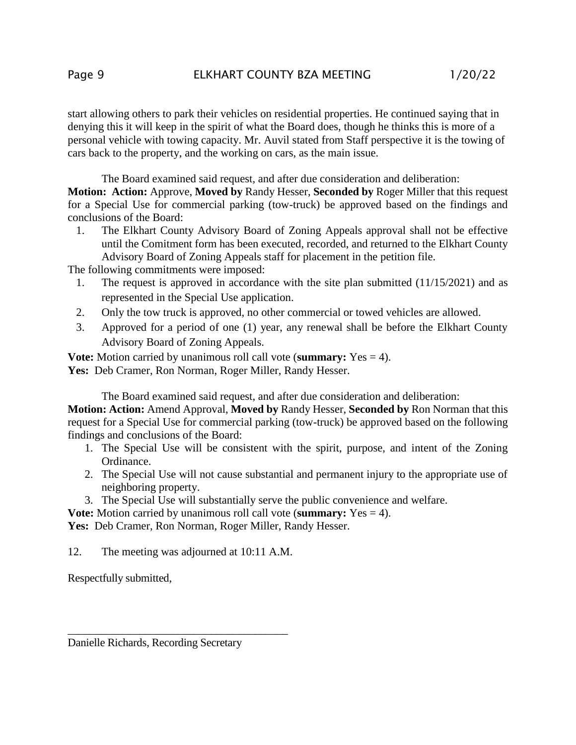start allowing others to park their vehicles on residential properties. He continued saying that in denying this it will keep in the spirit of what the Board does, though he thinks this is more of a personal vehicle with towing capacity. Mr. Auvil stated from Staff perspective it is the towing of cars back to the property, and the working on cars, as the main issue.

The Board examined said request, and after due consideration and deliberation:

**Motion: Action:** Approve, **Moved by** Randy Hesser, **Seconded by** Roger Miller that this request for a Special Use for commercial parking (tow-truck) be approved based on the findings and conclusions of the Board:

1. The Elkhart County Advisory Board of Zoning Appeals approval shall not be effective until the Comitment form has been executed, recorded, and returned to the Elkhart County Advisory Board of Zoning Appeals staff for placement in the petition file.

The following commitments were imposed:

1. The request is approved in accordance with the site plan submitted (11/15/2021) and as represented in the Special Use application.
2. Only the tow truck is approved, no other commercial or towed vehicles are allowed.
3. Approved for a period of one (1) year, any renewal shall be before the Elkhart County Advisory Board of Zoning Appeals.

**Vote:** Motion carried by unanimous roll call vote (**summary:** Yes = 4).
**Yes:** Deb Cramer, Ron Norman, Roger Miller, Randy Hesser.

The Board examined said request, and after due consideration and deliberation:

**Motion: Action:** Amend Approval, **Moved by** Randy Hesser, **Seconded by** Ron Norman that this request for a Special Use for commercial parking (tow-truck) be approved based on the following findings and conclusions of the Board:

1. The Special Use will be consistent with the spirit, purpose, and intent of the Zoning Ordinance.
2. The Special Use will not cause substantial and permanent injury to the appropriate use of neighboring property.
3. The Special Use will substantially serve the public convenience and welfare.

**Vote:** Motion carried by unanimous roll call vote (**summary:** Yes = 4).
**Yes:** Deb Cramer, Ron Norman, Roger Miller, Randy Hesser.

12. The meeting was adjourned at 10:11 A.M.

Respectfully submitted,

\_\_\_\_\_\_\_\_\_\_\_\_\_\_\_\_\_\_\_\_\_\_\_\_\_\_\_\_\_\_\_\_\_\_\_\_\_\_\_\_

Danielle Richards, Recording Secretary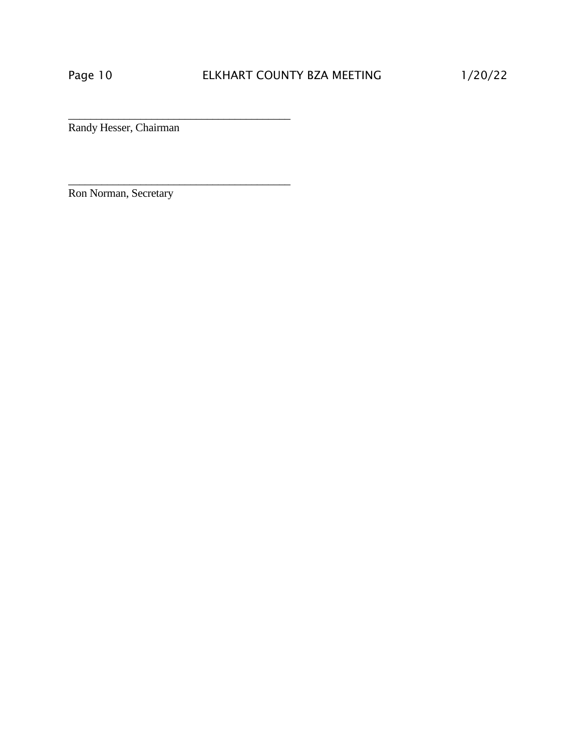________________________________________
Randy Hesser, Chairman

________________________________________
Ron Norman, Secretary